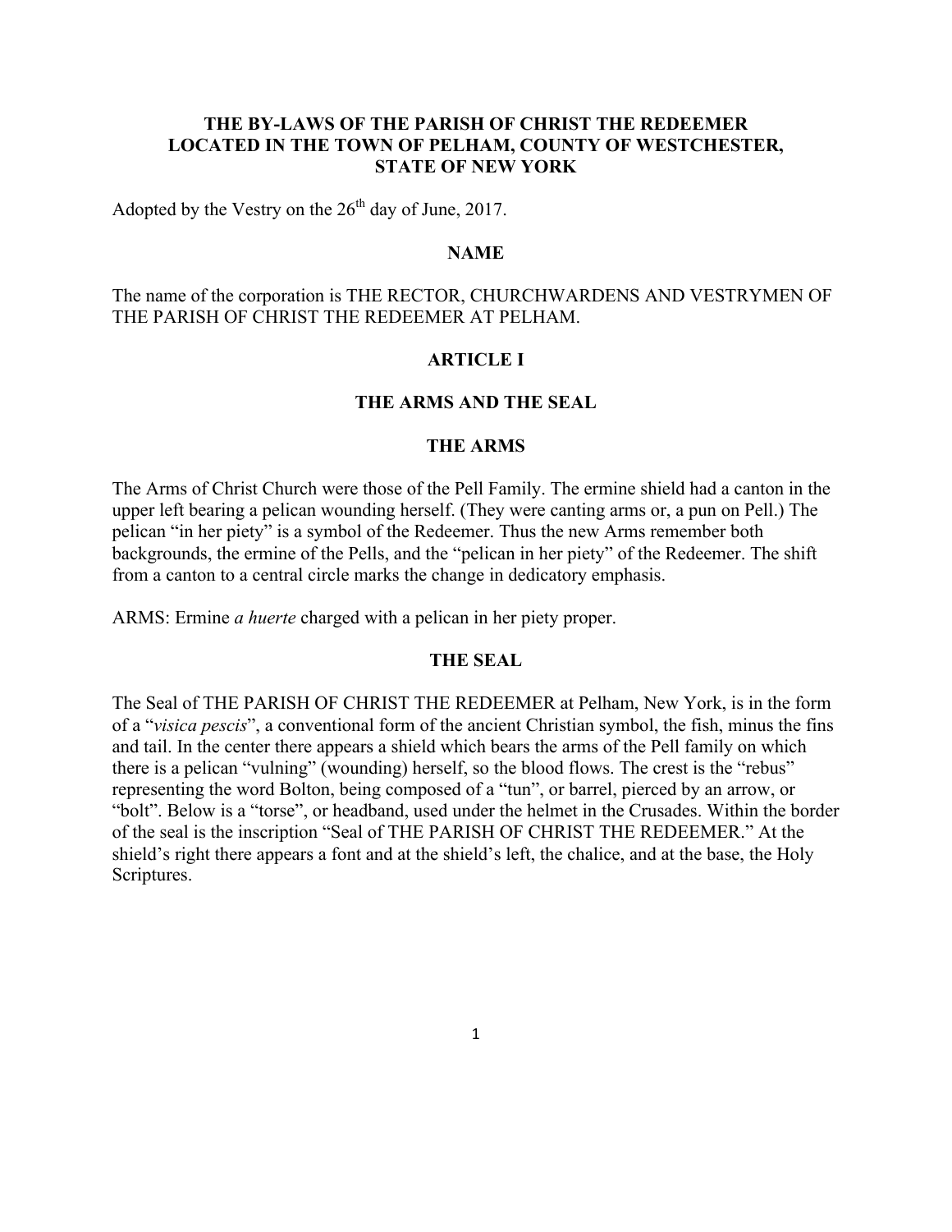# THE BY-LAWS OF THE PARISH OF CHRIST THE REDEEMER LOCATED IN THE TOWN OF PELHAM, COUNTY OF WESTCHESTER, STATE OF NEW YORK

Adopted by the Vestry on the 26th day of June, 2017.

## NAME

The name of the corporation is THE RECTOR, CHURCHWARDENS AND VESTRYMEN OF THE PARISH OF CHRIST THE REDEEMER AT PELHAM.

## ARTICLE I

## THE ARMS AND THE SEAL

### THE ARMS

The Arms of Christ Church were those of the Pell Family. The ermine shield had a canton in the upper left bearing a pelican wounding herself. (They were canting arms or, a pun on Pell.) The pelican "in her piety" is a symbol of the Redeemer. Thus the new Arms remember both backgrounds, the ermine of the Pells, and the "pelican in her piety" of the Redeemer. The shift from a canton to a central circle marks the change in dedicatory emphasis.

ARMS: Ermine *a huerte* charged with a pelican in her piety proper.

### THE SEAL

The Seal of THE PARISH OF CHRIST THE REDEEMER at Pelham, New York, is in the form of a "*visica pescis*", a conventional form of the ancient Christian symbol, the fish, minus the fins and tail. In the center there appears a shield which bears the arms of the Pell family on which there is a pelican "vulning" (wounding) herself, so the blood flows. The crest is the "rebus" representing the word Bolton, being composed of a "tun", or barrel, pierced by an arrow, or "bolt". Below is a "torse", or headband, used under the helmet in the Crusades. Within the border of the seal is the inscription "Seal of THE PARISH OF CHRIST THE REDEEMER." At the shield's right there appears a font and at the shield's left, the chalice, and at the base, the Holy Scriptures.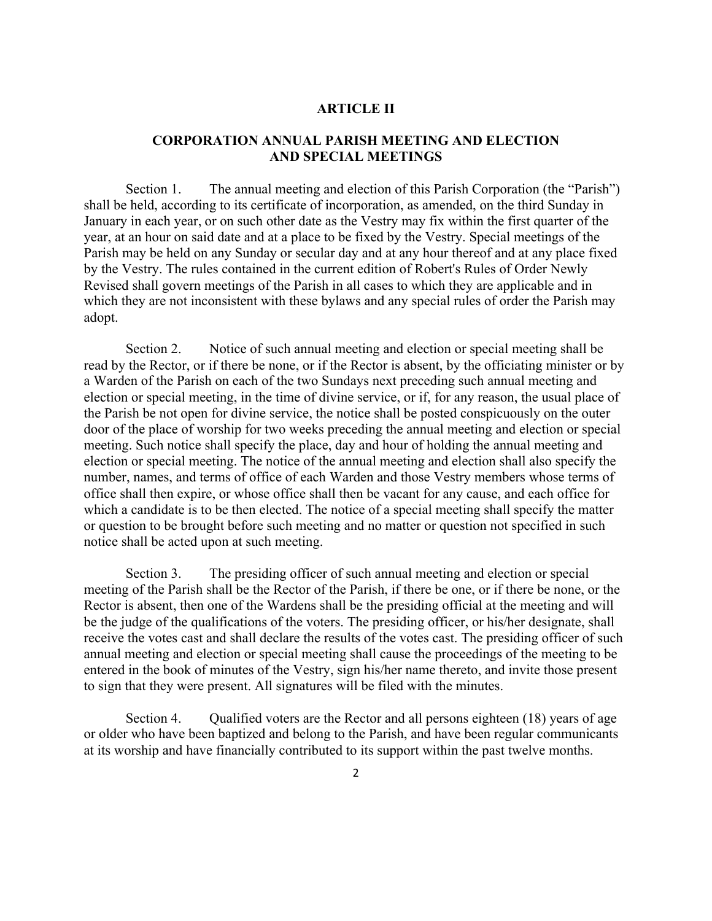## ARTICLE II

## CORPORATION ANNUAL PARISH MEETING AND ELECTION AND SPECIAL MEETINGS

Section 1. The annual meeting and election of this Parish Corporation (the "Parish") shall be held, according to its certificate of incorporation, as amended, on the third Sunday in January in each year, or on such other date as the Vestry may fix within the first quarter of the year, at an hour on said date and at a place to be fixed by the Vestry. Special meetings of the Parish may be held on any Sunday or secular day and at any hour thereof and at any place fixed by the Vestry. The rules contained in the current edition of Robert's Rules of Order Newly Revised shall govern meetings of the Parish in all cases to which they are applicable and in which they are not inconsistent with these bylaws and any special rules of order the Parish may adopt.

Section 2. Notice of such annual meeting and election or special meeting shall be read by the Rector, or if there be none, or if the Rector is absent, by the officiating minister or by a Warden of the Parish on each of the two Sundays next preceding such annual meeting and election or special meeting, in the time of divine service, or if, for any reason, the usual place of the Parish be not open for divine service, the notice shall be posted conspicuously on the outer door of the place of worship for two weeks preceding the annual meeting and election or special meeting. Such notice shall specify the place, day and hour of holding the annual meeting and election or special meeting. The notice of the annual meeting and election shall also specify the number, names, and terms of office of each Warden and those Vestry members whose terms of office shall then expire, or whose office shall then be vacant for any cause, and each office for which a candidate is to be then elected. The notice of a special meeting shall specify the matter or question to be brought before such meeting and no matter or question not specified in such notice shall be acted upon at such meeting.

Section 3. The presiding officer of such annual meeting and election or special meeting of the Parish shall be the Rector of the Parish, if there be one, or if there be none, or the Rector is absent, then one of the Wardens shall be the presiding official at the meeting and will be the judge of the qualifications of the voters. The presiding officer, or his/her designate, shall receive the votes cast and shall declare the results of the votes cast. The presiding officer of such annual meeting and election or special meeting shall cause the proceedings of the meeting to be entered in the book of minutes of the Vestry, sign his/her name thereto, and invite those present to sign that they were present. All signatures will be filed with the minutes.

Section 4. Qualified voters are the Rector and all persons eighteen (18) years of age or older who have been baptized and belong to the Parish, and have been regular communicants at its worship and have financially contributed to its support within the past twelve months.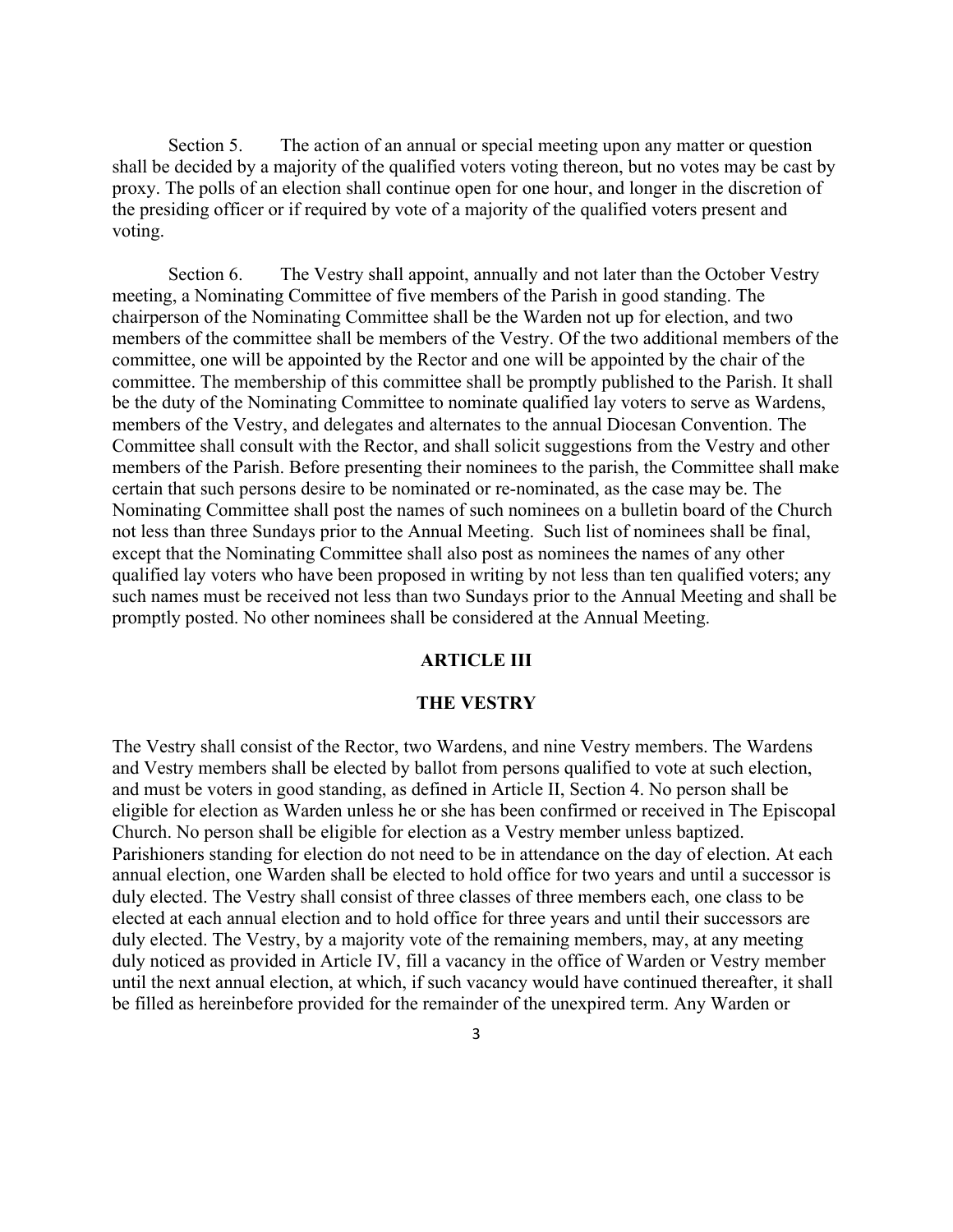Section 5. The action of an annual or special meeting upon any matter or question shall be decided by a majority of the qualified voters voting thereon, but no votes may be cast by proxy. The polls of an election shall continue open for one hour, and longer in the discretion of the presiding officer or if required by vote of a majority of the qualified voters present and voting.

Section 6. The Vestry shall appoint, annually and not later than the October Vestry meeting, a Nominating Committee of five members of the Parish in good standing. The chairperson of the Nominating Committee shall be the Warden not up for election, and two members of the committee shall be members of the Vestry. Of the two additional members of the committee, one will be appointed by the Rector and one will be appointed by the chair of the committee. The membership of this committee shall be promptly published to the Parish. It shall be the duty of the Nominating Committee to nominate qualified lay voters to serve as Wardens, members of the Vestry, and delegates and alternates to the annual Diocesan Convention. The Committee shall consult with the Rector, and shall solicit suggestions from the Vestry and other members of the Parish. Before presenting their nominees to the parish, the Committee shall make certain that such persons desire to be nominated or re-nominated, as the case may be. The Nominating Committee shall post the names of such nominees on a bulletin board of the Church not less than three Sundays prior to the Annual Meeting. Such list of nominees shall be final, except that the Nominating Committee shall also post as nominees the names of any other qualified lay voters who have been proposed in writing by not less than ten qualified voters; any such names must be received not less than two Sundays prior to the Annual Meeting and shall be promptly posted. No other nominees shall be considered at the Annual Meeting.

## ARTICLE III

## THE VESTRY

The Vestry shall consist of the Rector, two Wardens, and nine Vestry members. The Wardens and Vestry members shall be elected by ballot from persons qualified to vote at such election, and must be voters in good standing, as defined in Article II, Section 4. No person shall be eligible for election as Warden unless he or she has been confirmed or received in The Episcopal Church. No person shall be eligible for election as a Vestry member unless baptized. Parishioners standing for election do not need to be in attendance on the day of election. At each annual election, one Warden shall be elected to hold office for two years and until a successor is duly elected. The Vestry shall consist of three classes of three members each, one class to be elected at each annual election and to hold office for three years and until their successors are duly elected. The Vestry, by a majority vote of the remaining members, may, at any meeting duly noticed as provided in Article IV, fill a vacancy in the office of Warden or Vestry member until the next annual election, at which, if such vacancy would have continued thereafter, it shall be filled as hereinbefore provided for the remainder of the unexpired term. Any Warden or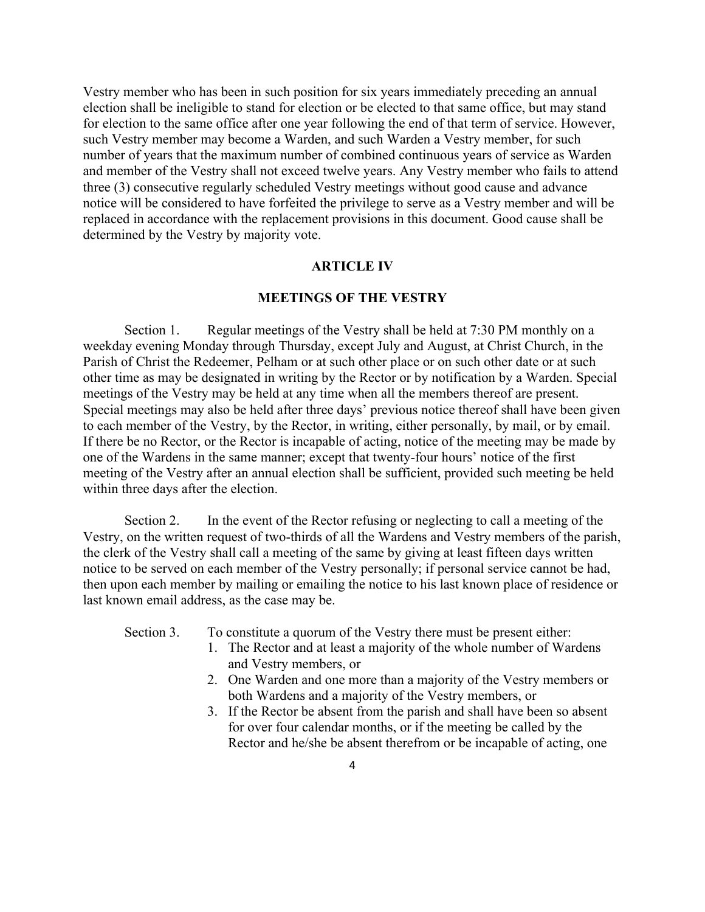Vestry member who has been in such position for six years immediately preceding an annual election shall be ineligible to stand for election or be elected to that same office, but may stand for election to the same office after one year following the end of that term of service. However, such Vestry member may become a Warden, and such Warden a Vestry member, for such number of years that the maximum number of combined continuous years of service as Warden and member of the Vestry shall not exceed twelve years. Any Vestry member who fails to attend three (3) consecutive regularly scheduled Vestry meetings without good cause and advance notice will be considered to have forfeited the privilege to serve as a Vestry member and will be replaced in accordance with the replacement provisions in this document. Good cause shall be determined by the Vestry by majority vote.

## ARTICLE IV

## MEETINGS OF THE VESTRY

Section 1. Regular meetings of the Vestry shall be held at 7:30 PM monthly on a weekday evening Monday through Thursday, except July and August, at Christ Church, in the Parish of Christ the Redeemer, Pelham or at such other place or on such other date or at such other time as may be designated in writing by the Rector or by notification by a Warden. Special meetings of the Vestry may be held at any time when all the members thereof are present. Special meetings may also be held after three days' previous notice thereof shall have been given to each member of the Vestry, by the Rector, in writing, either personally, by mail, or by email. If there be no Rector, or the Rector is incapable of acting, notice of the meeting may be made by one of the Wardens in the same manner; except that twenty-four hours' notice of the first meeting of the Vestry after an annual election shall be sufficient, provided such meeting be held within three days after the election.

Section 2. In the event of the Rector refusing or neglecting to call a meeting of the Vestry, on the written request of two-thirds of all the Wardens and Vestry members of the parish, the clerk of the Vestry shall call a meeting of the same by giving at least fifteen days written notice to be served on each member of the Vestry personally; if personal service cannot be had, then upon each member by mailing or emailing the notice to his last known place of residence or last known email address, as the case may be.

Section 3. To constitute a quorum of the Vestry there must be present either:

1. The Rector and at least a majority of the whole number of Wardens and Vestry members, or
2. One Warden and one more than a majority of the Vestry members or both Wardens and a majority of the Vestry members, or
3. If the Rector be absent from the parish and shall have been so absent for over four calendar months, or if the meeting be called by the Rector and he/she be absent therefrom or be incapable of acting, one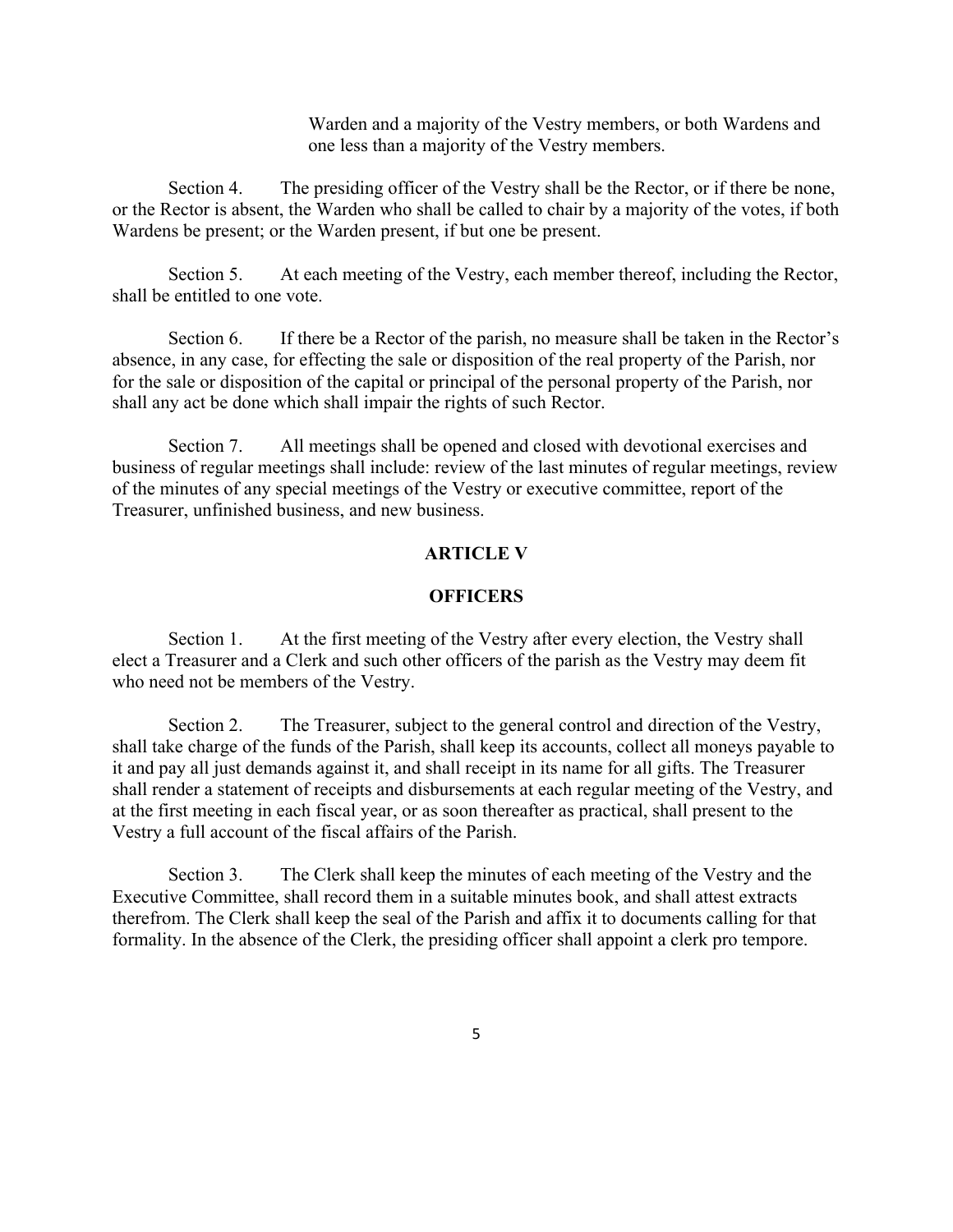Warden and a majority of the Vestry members, or both Wardens and one less than a majority of the Vestry members.

Section 4. The presiding officer of the Vestry shall be the Rector, or if there be none, or the Rector is absent, the Warden who shall be called to chair by a majority of the votes, if both Wardens be present; or the Warden present, if but one be present.

Section 5. At each meeting of the Vestry, each member thereof, including the Rector, shall be entitled to one vote.

Section 6. If there be a Rector of the parish, no measure shall be taken in the Rector's absence, in any case, for effecting the sale or disposition of the real property of the Parish, nor for the sale or disposition of the capital or principal of the personal property of the Parish, nor shall any act be done which shall impair the rights of such Rector.

Section 7. All meetings shall be opened and closed with devotional exercises and business of regular meetings shall include: review of the last minutes of regular meetings, review of the minutes of any special meetings of the Vestry or executive committee, report of the Treasurer, unfinished business, and new business.

## ARTICLE V

## OFFICERS

Section 1. At the first meeting of the Vestry after every election, the Vestry shall elect a Treasurer and a Clerk and such other officers of the parish as the Vestry may deem fit who need not be members of the Vestry.

Section 2. The Treasurer, subject to the general control and direction of the Vestry, shall take charge of the funds of the Parish, shall keep its accounts, collect all moneys payable to it and pay all just demands against it, and shall receipt in its name for all gifts. The Treasurer shall render a statement of receipts and disbursements at each regular meeting of the Vestry, and at the first meeting in each fiscal year, or as soon thereafter as practical, shall present to the Vestry a full account of the fiscal affairs of the Parish.

Section 3. The Clerk shall keep the minutes of each meeting of the Vestry and the Executive Committee, shall record them in a suitable minutes book, and shall attest extracts therefrom. The Clerk shall keep the seal of the Parish and affix it to documents calling for that formality. In the absence of the Clerk, the presiding officer shall appoint a clerk pro tempore.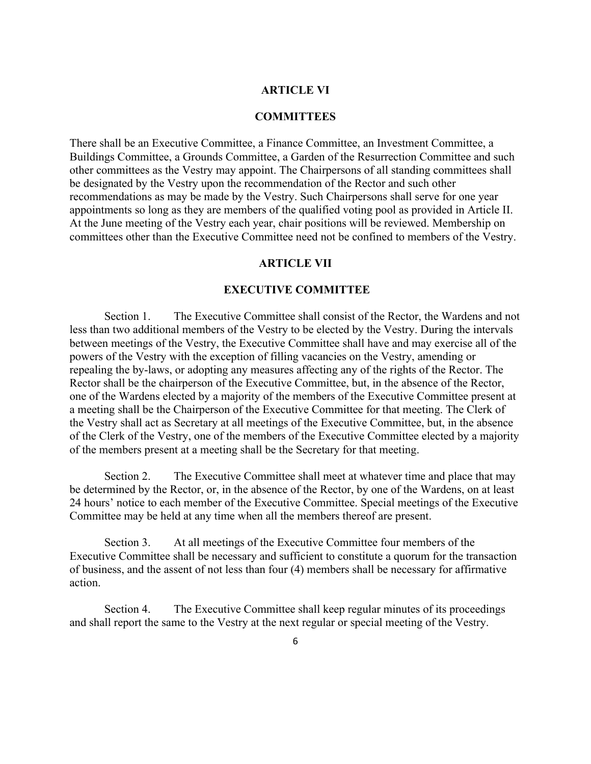## ARTICLE VI

## COMMITTEES

There shall be an Executive Committee, a Finance Committee, an Investment Committee, a Buildings Committee, a Grounds Committee, a Garden of the Resurrection Committee and such other committees as the Vestry may appoint. The Chairpersons of all standing committees shall be designated by the Vestry upon the recommendation of the Rector and such other recommendations as may be made by the Vestry. Such Chairpersons shall serve for one year appointments so long as they are members of the qualified voting pool as provided in Article II. At the June meeting of the Vestry each year, chair positions will be reviewed. Membership on committees other than the Executive Committee need not be confined to members of the Vestry.

## ARTICLE VII

## EXECUTIVE COMMITTEE

Section 1. The Executive Committee shall consist of the Rector, the Wardens and not less than two additional members of the Vestry to be elected by the Vestry. During the intervals between meetings of the Vestry, the Executive Committee shall have and may exercise all of the powers of the Vestry with the exception of filling vacancies on the Vestry, amending or repealing the by-laws, or adopting any measures affecting any of the rights of the Rector. The Rector shall be the chairperson of the Executive Committee, but, in the absence of the Rector, one of the Wardens elected by a majority of the members of the Executive Committee present at a meeting shall be the Chairperson of the Executive Committee for that meeting. The Clerk of the Vestry shall act as Secretary at all meetings of the Executive Committee, but, in the absence of the Clerk of the Vestry, one of the members of the Executive Committee elected by a majority of the members present at a meeting shall be the Secretary for that meeting.

Section 2. The Executive Committee shall meet at whatever time and place that may be determined by the Rector, or, in the absence of the Rector, by one of the Wardens, on at least 24 hours' notice to each member of the Executive Committee. Special meetings of the Executive Committee may be held at any time when all the members thereof are present.

Section 3. At all meetings of the Executive Committee four members of the Executive Committee shall be necessary and sufficient to constitute a quorum for the transaction of business, and the assent of not less than four (4) members shall be necessary for affirmative action.

Section 4. The Executive Committee shall keep regular minutes of its proceedings and shall report the same to the Vestry at the next regular or special meeting of the Vestry.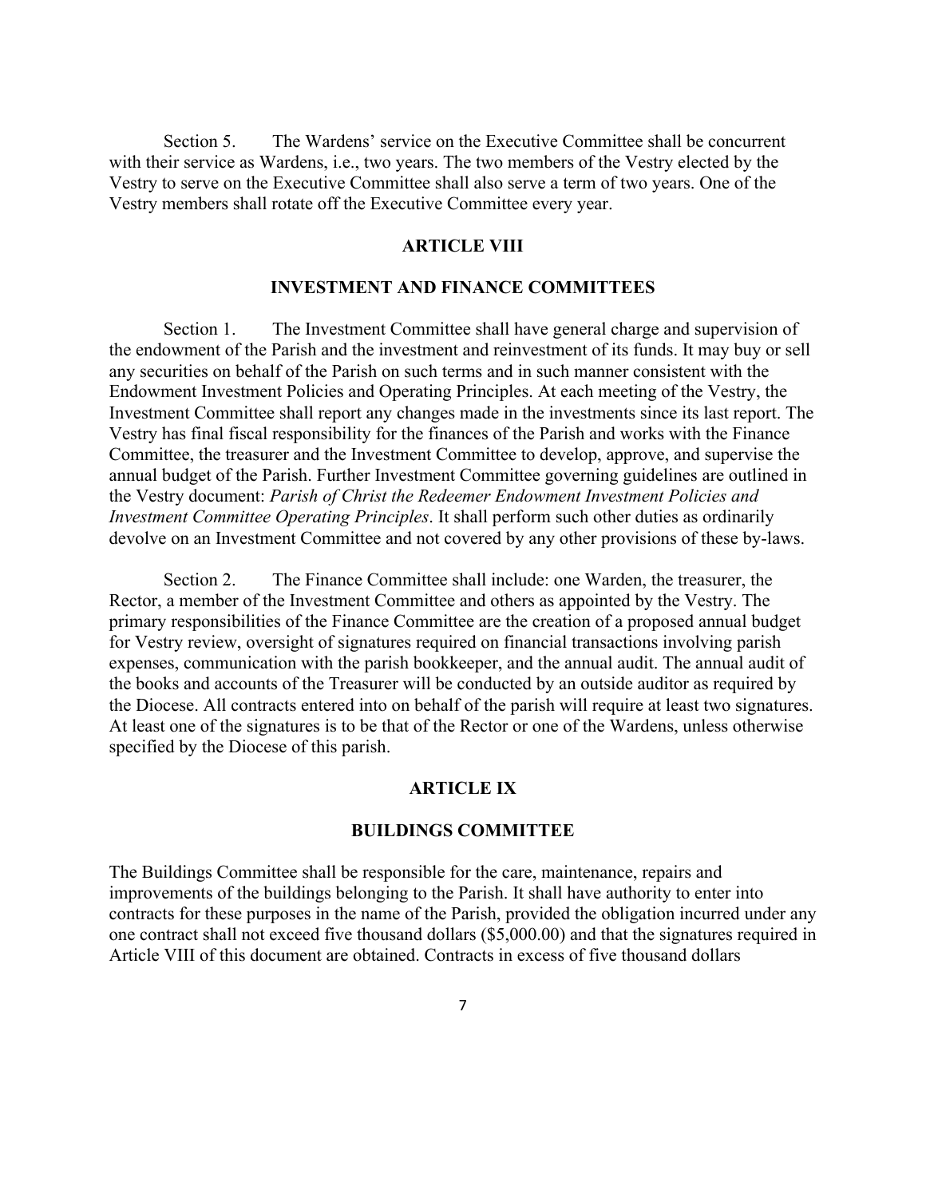Section 5. The Wardens' service on the Executive Committee shall be concurrent with their service as Wardens, i.e., two years. The two members of the Vestry elected by the Vestry to serve on the Executive Committee shall also serve a term of two years. One of the Vestry members shall rotate off the Executive Committee every year.

## ARTICLE VIII

## INVESTMENT AND FINANCE COMMITTEES

Section 1. The Investment Committee shall have general charge and supervision of the endowment of the Parish and the investment and reinvestment of its funds. It may buy or sell any securities on behalf of the Parish on such terms and in such manner consistent with the Endowment Investment Policies and Operating Principles. At each meeting of the Vestry, the Investment Committee shall report any changes made in the investments since its last report. The Vestry has final fiscal responsibility for the finances of the Parish and works with the Finance Committee, the treasurer and the Investment Committee to develop, approve, and supervise the annual budget of the Parish. Further Investment Committee governing guidelines are outlined in the Vestry document: *Parish of Christ the Redeemer Endowment Investment Policies and Investment Committee Operating Principles*. It shall perform such other duties as ordinarily devolve on an Investment Committee and not covered by any other provisions of these by-laws.

Section 2. The Finance Committee shall include: one Warden, the treasurer, the Rector, a member of the Investment Committee and others as appointed by the Vestry. The primary responsibilities of the Finance Committee are the creation of a proposed annual budget for Vestry review, oversight of signatures required on financial transactions involving parish expenses, communication with the parish bookkeeper, and the annual audit. The annual audit of the books and accounts of the Treasurer will be conducted by an outside auditor as required by the Diocese. All contracts entered into on behalf of the parish will require at least two signatures. At least one of the signatures is to be that of the Rector or one of the Wardens, unless otherwise specified by the Diocese of this parish.

## ARTICLE IX

## BUILDINGS COMMITTEE

The Buildings Committee shall be responsible for the care, maintenance, repairs and improvements of the buildings belonging to the Parish. It shall have authority to enter into contracts for these purposes in the name of the Parish, provided the obligation incurred under any one contract shall not exceed five thousand dollars ($5,000.00) and that the signatures required in Article VIII of this document are obtained. Contracts in excess of five thousand dollars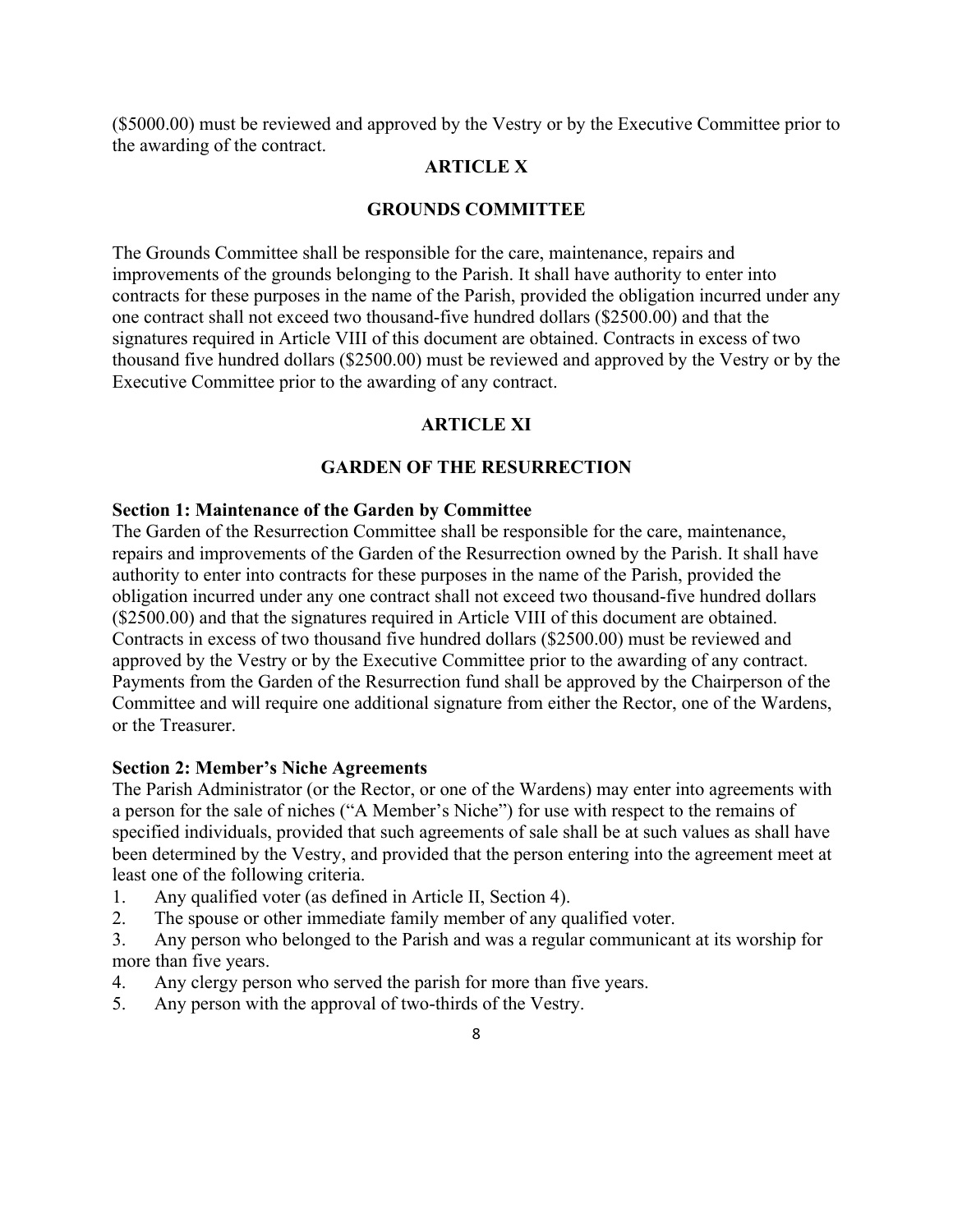($5000.00) must be reviewed and approved by the Vestry or by the Executive Committee prior to the awarding of the contract.

## ARTICLE X

## GROUNDS COMMITTEE

The Grounds Committee shall be responsible for the care, maintenance, repairs and improvements of the grounds belonging to the Parish. It shall have authority to enter into contracts for these purposes in the name of the Parish, provided the obligation incurred under any one contract shall not exceed two thousand-five hundred dollars ($2500.00) and that the signatures required in Article VIII of this document are obtained. Contracts in excess of two thousand five hundred dollars ($2500.00) must be reviewed and approved by the Vestry or by the Executive Committee prior to the awarding of any contract.

## ARTICLE XI

## GARDEN OF THE RESURRECTION

**Section 1: Maintenance of the Garden by Committee**

The Garden of the Resurrection Committee shall be responsible for the care, maintenance, repairs and improvements of the Garden of the Resurrection owned by the Parish. It shall have authority to enter into contracts for these purposes in the name of the Parish, provided the obligation incurred under any one contract shall not exceed two thousand-five hundred dollars ($2500.00) and that the signatures required in Article VIII of this document are obtained. Contracts in excess of two thousand five hundred dollars ($2500.00) must be reviewed and approved by the Vestry or by the Executive Committee prior to the awarding of any contract. Payments from the Garden of the Resurrection fund shall be approved by the Chairperson of the Committee and will require one additional signature from either the Rector, one of the Wardens, or the Treasurer.

**Section 2: Member's Niche Agreements**

The Parish Administrator (or the Rector, or one of the Wardens) may enter into agreements with a person for the sale of niches ("A Member's Niche") for use with respect to the remains of specified individuals, provided that such agreements of sale shall be at such values as shall have been determined by the Vestry, and provided that the person entering into the agreement meet at least one of the following criteria.

1. Any qualified voter (as defined in Article II, Section 4).
2. The spouse or other immediate family member of any qualified voter.
3. Any person who belonged to the Parish and was a regular communicant at its worship for more than five years.
4. Any clergy person who served the parish for more than five years.
5. Any person with the approval of two-thirds of the Vestry.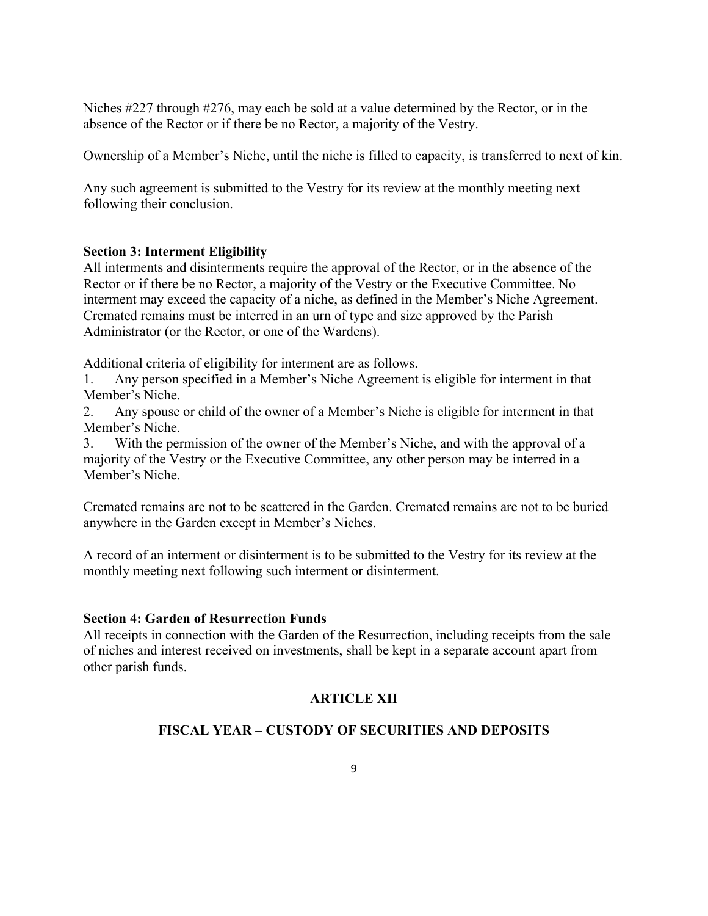Niches #227 through #276, may each be sold at a value determined by the Rector, or in the absence of the Rector or if there be no Rector, a majority of the Vestry.

Ownership of a Member's Niche, until the niche is filled to capacity, is transferred to next of kin.

Any such agreement is submitted to the Vestry for its review at the monthly meeting next following their conclusion.

**Section 3: Interment Eligibility**
All interments and disinterments require the approval of the Rector, or in the absence of the Rector or if there be no Rector, a majority of the Vestry or the Executive Committee. No interment may exceed the capacity of a niche, as defined in the Member's Niche Agreement. Cremated remains must be interred in an urn of type and size approved by the Parish Administrator (or the Rector, or one of the Wardens).

Additional criteria of eligibility for interment are as follows.

1. Any person specified in a Member's Niche Agreement is eligible for interment in that Member's Niche.
2. Any spouse or child of the owner of a Member's Niche is eligible for interment in that Member's Niche.
3. With the permission of the owner of the Member's Niche, and with the approval of a majority of the Vestry or the Executive Committee, any other person may be interred in a Member's Niche.

Cremated remains are not to be scattered in the Garden. Cremated remains are not to be buried anywhere in the Garden except in Member's Niches.

A record of an interment or disinterment is to be submitted to the Vestry for its review at the monthly meeting next following such interment or disinterment.

**Section 4: Garden of Resurrection Funds**
All receipts in connection with the Garden of the Resurrection, including receipts from the sale of niches and interest received on investments, shall be kept in a separate account apart from other parish funds.

## ARTICLE XII

## FISCAL YEAR – CUSTODY OF SECURITIES AND DEPOSITS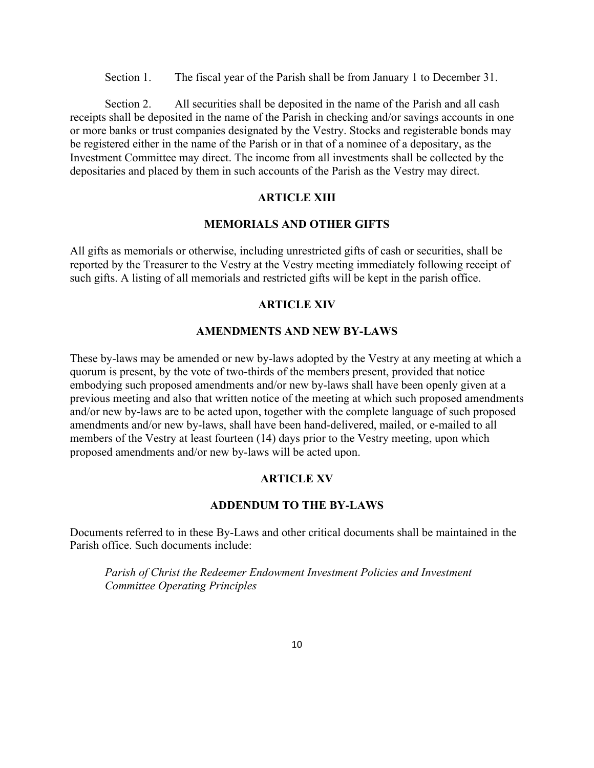Section 1. The fiscal year of the Parish shall be from January 1 to December 31.

Section 2. All securities shall be deposited in the name of the Parish and all cash receipts shall be deposited in the name of the Parish in checking and/or savings accounts in one or more banks or trust companies designated by the Vestry. Stocks and registerable bonds may be registered either in the name of the Parish or in that of a nominee of a depositary, as the Investment Committee may direct. The income from all investments shall be collected by the depositaries and placed by them in such accounts of the Parish as the Vestry may direct.

## ARTICLE XIII

## MEMORIALS AND OTHER GIFTS

All gifts as memorials or otherwise, including unrestricted gifts of cash or securities, shall be reported by the Treasurer to the Vestry at the Vestry meeting immediately following receipt of such gifts. A listing of all memorials and restricted gifts will be kept in the parish office.

## ARTICLE XIV

## AMENDMENTS AND NEW BY-LAWS

These by-laws may be amended or new by-laws adopted by the Vestry at any meeting at which a quorum is present, by the vote of two-thirds of the members present, provided that notice embodying such proposed amendments and/or new by-laws shall have been openly given at a previous meeting and also that written notice of the meeting at which such proposed amendments and/or new by-laws are to be acted upon, together with the complete language of such proposed amendments and/or new by-laws, shall have been hand-delivered, mailed, or e-mailed to all members of the Vestry at least fourteen (14) days prior to the Vestry meeting, upon which proposed amendments and/or new by-laws will be acted upon.

## ARTICLE XV

## ADDENDUM TO THE BY-LAWS

Documents referred to in these By-Laws and other critical documents shall be maintained in the Parish office. Such documents include:

*Parish of Christ the Redeemer Endowment Investment Policies and Investment Committee Operating Principles*